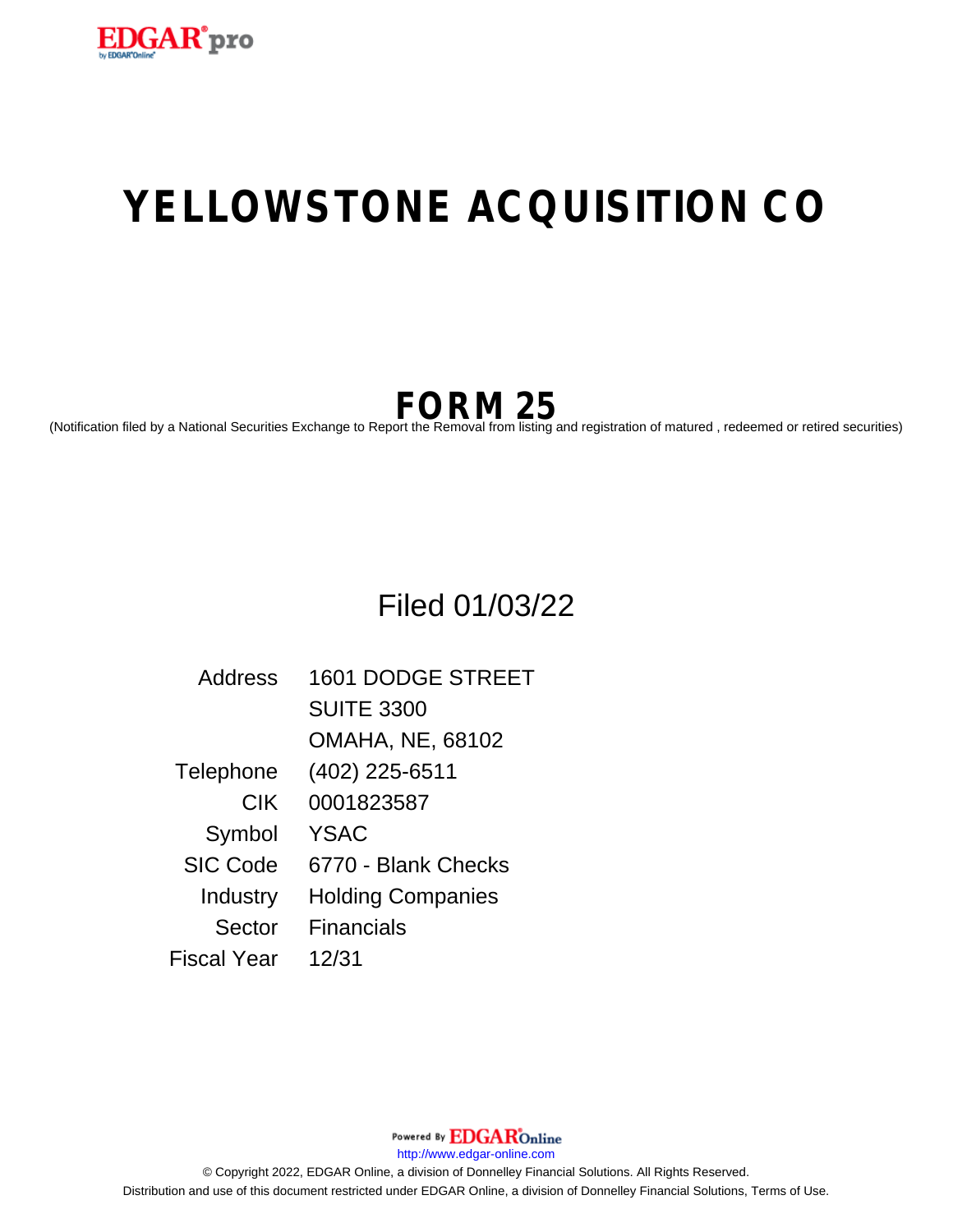# YELLOWSTONE ACQUISITION CO

## FORM 25

(Notification filed by a National Securities Exchange to Report the Removal from listing and registration of matured , redeemed or retired securities)

Filed 01/03/22

| | |
|---|---|
| Address | 1601 DODGE STREET<br>SUITE 3300<br>OMAHA, NE, 68102 |
| Telephone | (402) 225-6511 |
| CIK | 0001823587 |
| Symbol | YSAC |
| SIC Code | 6770 - Blank Checks |
| Industry | Holding Companies |
| Sector | Financials |
| Fiscal Year | 12/31 |

Powered By EDGAR Online

http://www.edgar-online.com

© Copyright 2022, EDGAR Online, a division of Donnelley Financial Solutions. All Rights Reserved.

Distribution and use of this document restricted under EDGAR Online, a division of Donnelley Financial Solutions, Terms of Use.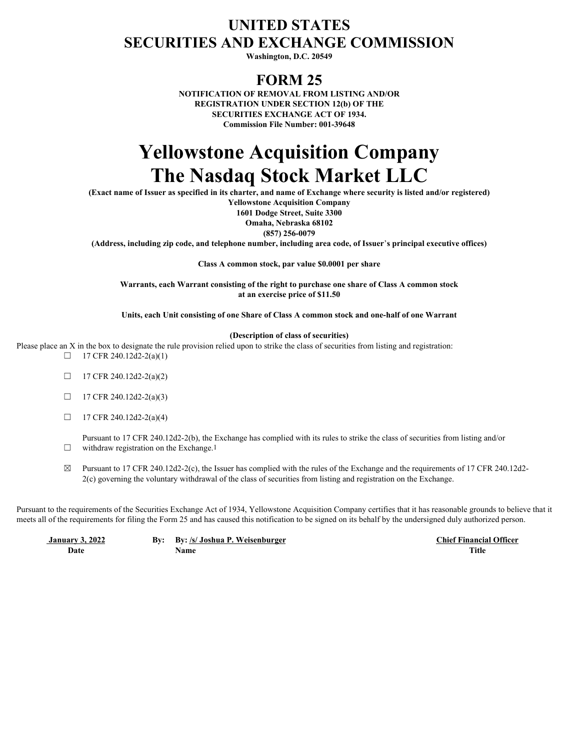# UNITED STATES
# SECURITIES AND EXCHANGE COMMISSION

**Washington, D.C. 20549**

## FORM 25

**NOTIFICATION OF REMOVAL FROM LISTING AND/OR REGISTRATION UNDER SECTION 12(b) OF THE SECURITIES EXCHANGE ACT OF 1934.**
**Commission File Number: 001-39648**

# Yellowstone Acquisition Company
# The Nasdaq Stock Market LLC

**(Exact name of Issuer as specified in its charter, and name of Exchange where security is listed and/or registered)**

**Yellowstone Acquisition Company**
**1601 Dodge Street, Suite 3300**
**Omaha, Nebraska 68102**
**(857) 256-0079**

**(Address, including zip code, and telephone number, including area code, of Issuer's principal executive offices)**

**Class A common stock, par value $0.0001 per share**

**Warrants, each Warrant consisting of the right to purchase one share of Class A common stock at an exercise price of $11.50**

**Units, each Unit consisting of one Share of Class A common stock and one-half of one Warrant**

**(Description of class of securities)**

Please place an X in the box to designate the rule provision relied upon to strike the class of securities from listing and registration:

☐ 17 CFR 240.12d2-2(a)(1)

☐ 17 CFR 240.12d2-2(a)(2)

☐ 17 CFR 240.12d2-2(a)(3)

☐ 17 CFR 240.12d2-2(a)(4)

☐ Pursuant to 17 CFR 240.12d2-2(b), the Exchange has complied with its rules to strike the class of securities from listing and/or withdraw registration on the Exchange.[1]

☒ Pursuant to 17 CFR 240.12d2-2(c), the Issuer has complied with the rules of the Exchange and the requirements of 17 CFR 240.12d2-2(c) governing the voluntary withdrawal of the class of securities from listing and registration on the Exchange.

Pursuant to the requirements of the Securities Exchange Act of 1934, Yellowstone Acquisition Company certifies that it has reasonable grounds to believe that it meets all of the requirements for filing the Form 25 and has caused this notification to be signed on its behalf by the undersigned duly authorized person.

| January 3, 2022 | By: | By: /s/ Joshua P. Weisenburger | Chief Financial Officer |
|---|---|---|---|
| Date | | Name | Title |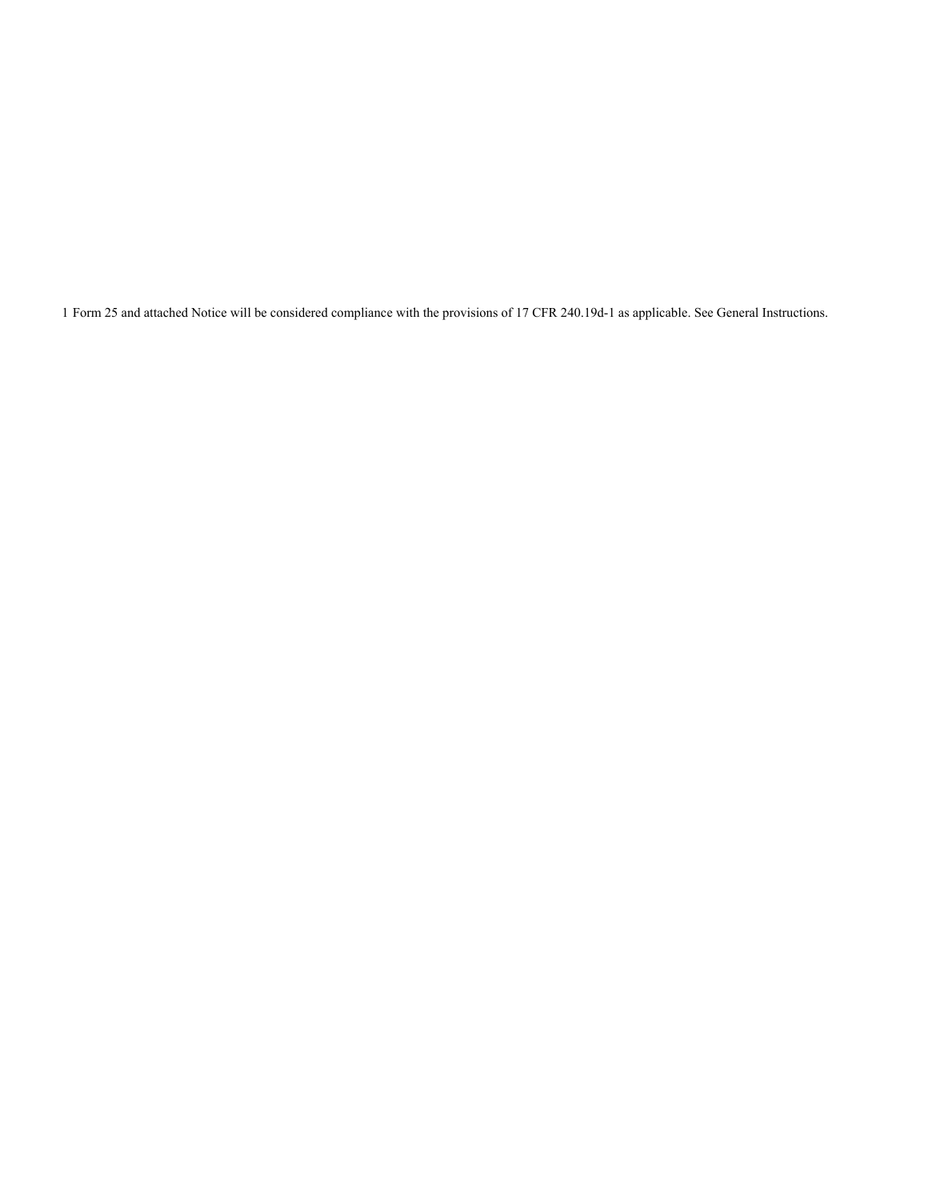1 Form 25 and attached Notice will be considered compliance with the provisions of 17 CFR 240.19d-1 as applicable. See General Instructions.